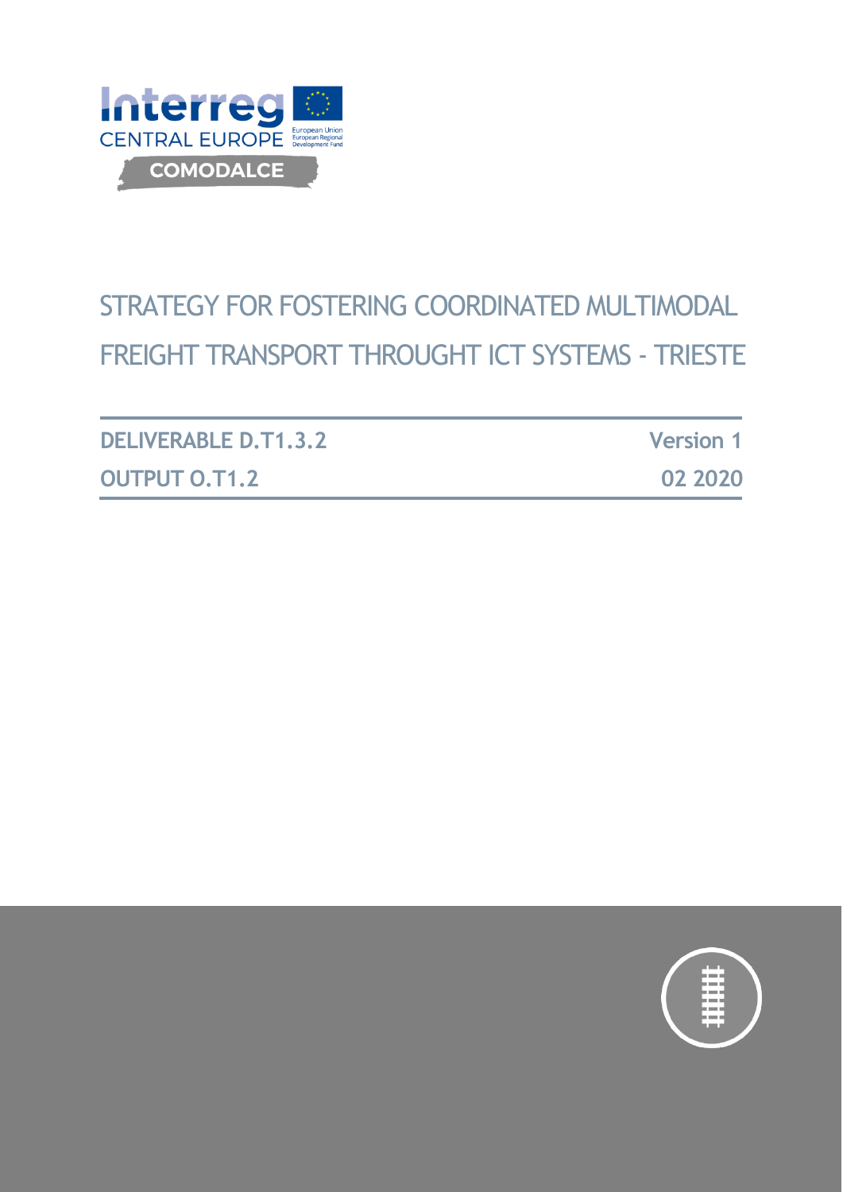Interreg
CENTRAL EUROPE
European Union
European Regional Development Fund

COMODALCE

# STRATEGY FOR FOSTERING COORDINATED MULTIMODAL FREIGHT TRANSPORT THROUGHT ICT SYSTEMS - TRIESTE

| | |
|---|---|
| **DELIVERABLE D.T1.3.2** | **Version 1** |
| **OUTPUT O.T1.2** | **02 2020** |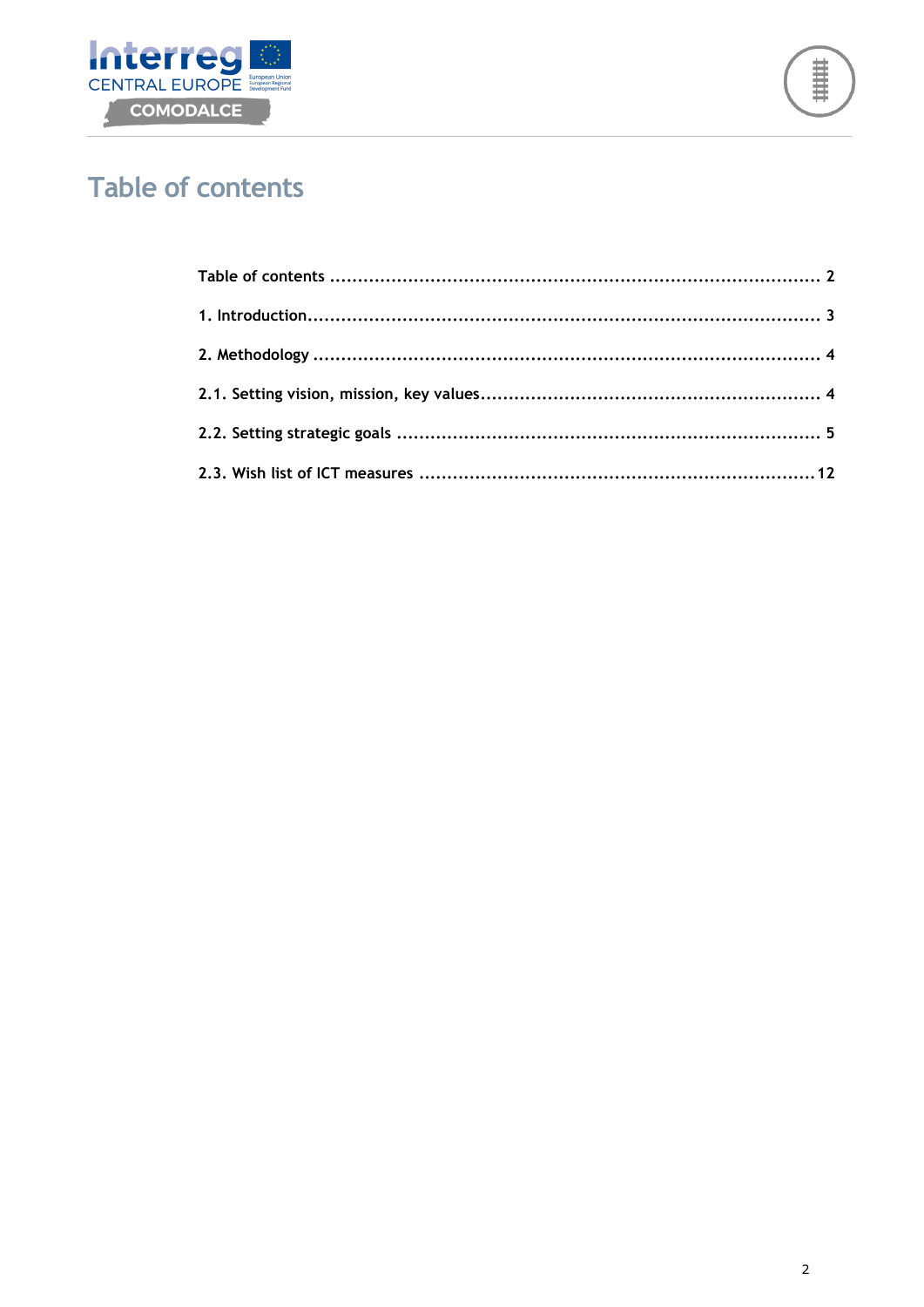# Table of contents

**Table of contents** ........................................................................................ **2**

**1. Introduction**........................................................................................... **3**

**2. Methodology** .......................................................................................... **4**

**2.1. Setting vision, mission, key values**............................................................. **4**

**2.2. Setting strategic goals** ............................................................................ **5**

**2.3. Wish list of ICT measures** .......................................................................**12**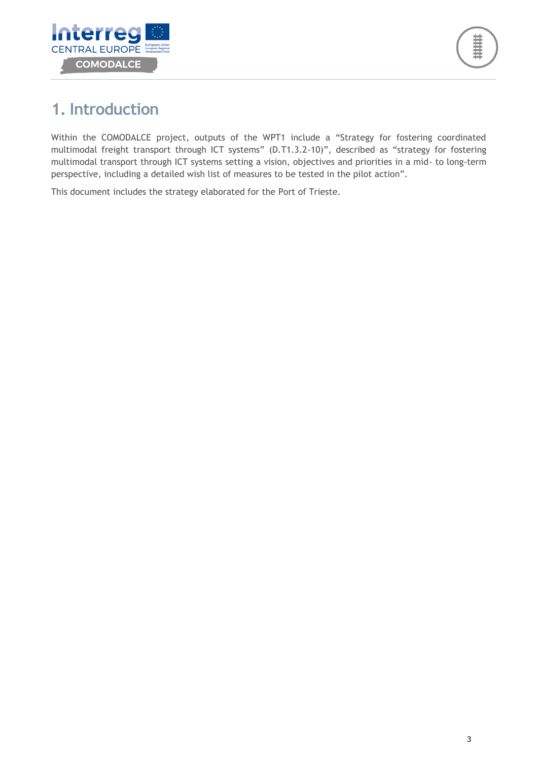# 1. Introduction

Within the COMODALCE project, outputs of the WPT1 include a "Strategy for fostering coordinated multimodal freight transport through ICT systems" (D.T1.3.2-10)", described as "strategy for fostering multimodal transport through ICT systems setting a vision, objectives and priorities in a mid- to long-term perspective, including a detailed wish list of measures to be tested in the pilot action".

This document includes the strategy elaborated for the Port of Trieste.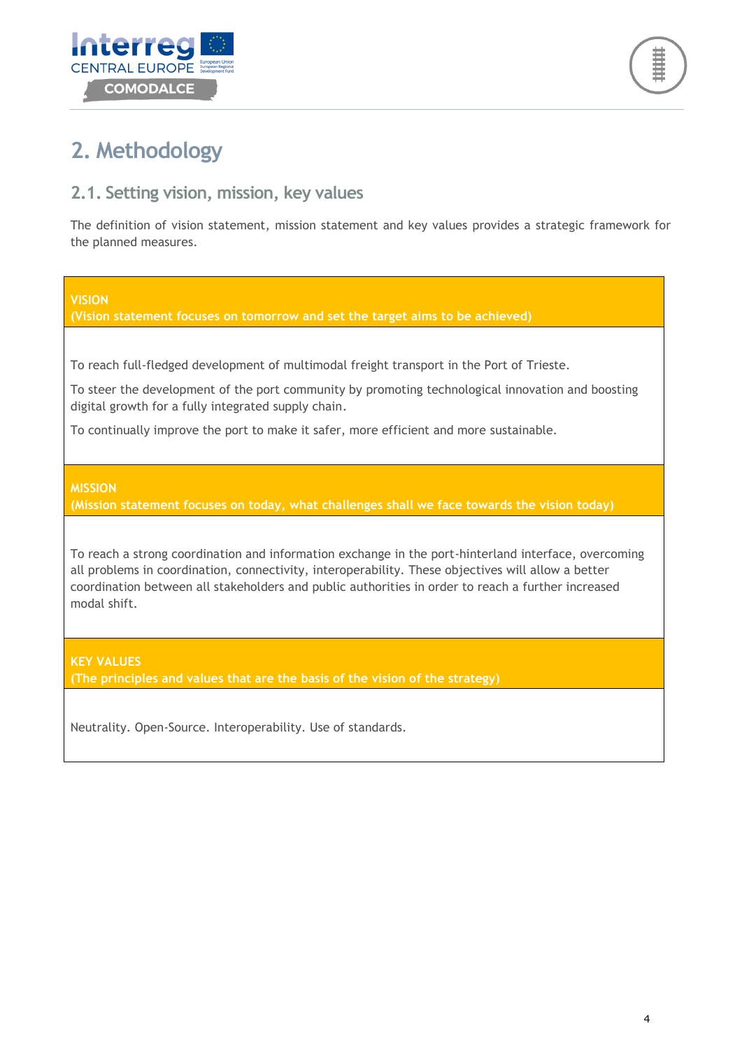# 2. Methodology

## 2.1. Setting vision, mission, key values

The definition of vision statement, mission statement and key values provides a strategic framework for the planned measures.

| **VISION**<br>**(Vision statement focuses on tomorrow and set the target aims to be achieved)** |
| --- |
| To reach full-fledged development of multimodal freight transport in the Port of Trieste.<br>To steer the development of the port community by promoting technological innovation and boosting digital growth for a fully integrated supply chain.<br>To continually improve the port to make it safer, more efficient and more sustainable. |
| **MISSION**<br>**(Mission statement focuses on today, what challenges shall we face towards the vision today)** |
| To reach a strong coordination and information exchange in the port-hinterland interface, overcoming all problems in coordination, connectivity, interoperability. These objectives will allow a better coordination between all stakeholders and public authorities in order to reach a further increased modal shift. |
| **KEY VALUES**<br>**(The principles and values that are the basis of the vision of the strategy)** |
| Neutrality. Open-Source. Interoperability. Use of standards. |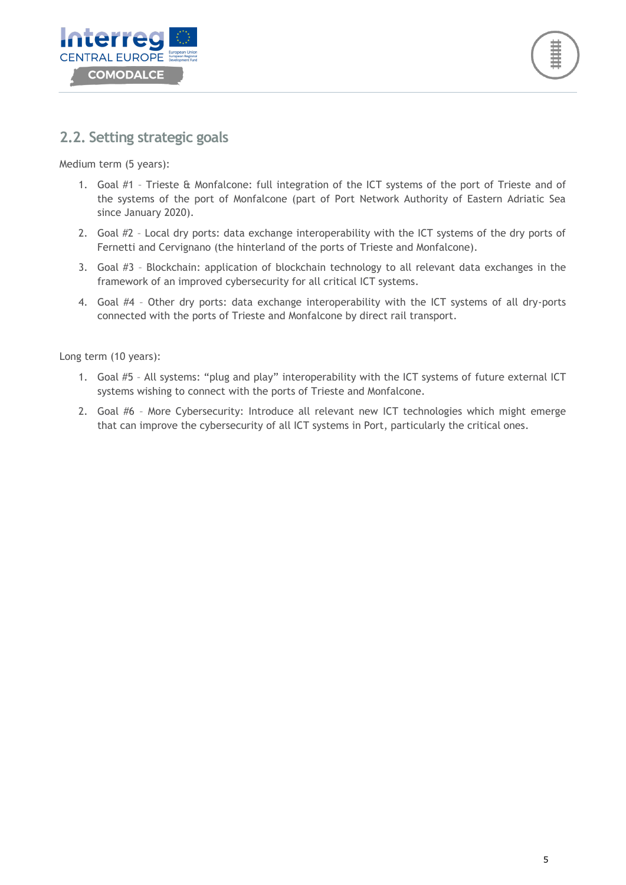## 2.2. Setting strategic goals

Medium term (5 years):

1. Goal #1 – Trieste & Monfalcone: full integration of the ICT systems of the port of Trieste and of the systems of the port of Monfalcone (part of Port Network Authority of Eastern Adriatic Sea since January 2020).
2. Goal #2 – Local dry ports: data exchange interoperability with the ICT systems of the dry ports of Fernetti and Cervignano (the hinterland of the ports of Trieste and Monfalcone).
3. Goal #3 – Blockchain: application of blockchain technology to all relevant data exchanges in the framework of an improved cybersecurity for all critical ICT systems.
4. Goal #4 – Other dry ports: data exchange interoperability with the ICT systems of all dry-ports connected with the ports of Trieste and Monfalcone by direct rail transport.

Long term (10 years):

1. Goal #5 – All systems: “plug and play” interoperability with the ICT systems of future external ICT systems wishing to connect with the ports of Trieste and Monfalcone.
2. Goal #6 – More Cybersecurity: Introduce all relevant new ICT technologies which might emerge that can improve the cybersecurity of all ICT systems in Port, particularly the critical ones.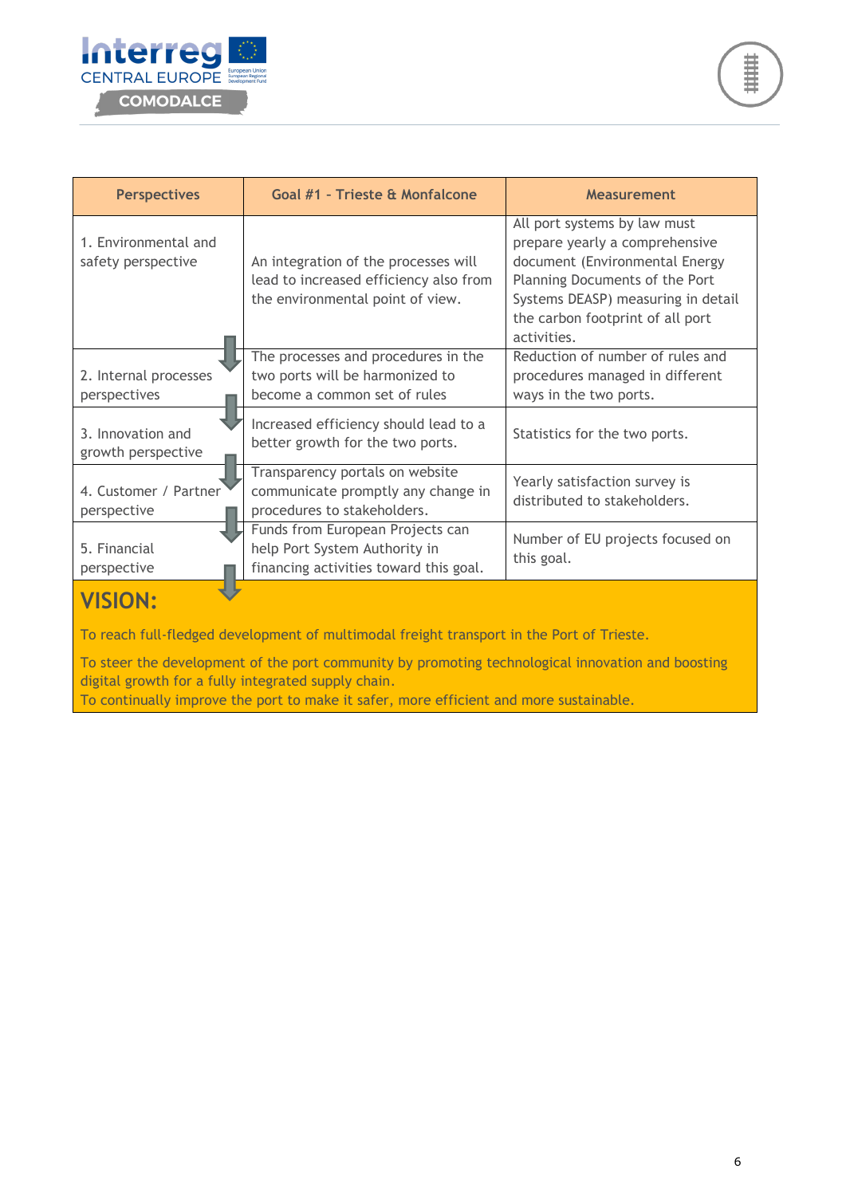| Perspectives | Goal #1 – Trieste & Monfalcone | Measurement |
|---|---|---|
| 1. Environmental and safety perspective | An integration of the processes will lead to increased efficiency also from the environmental point of view. | All port systems by law must prepare yearly a comprehensive document (Environmental Energy Planning Documents of the Port Systems DEASP) measuring in detail the carbon footprint of all port activities. |
| 2. Internal processes perspectives | The processes and procedures in the two ports will be harmonized to become a common set of rules | Reduction of number of rules and procedures managed in different ways in the two ports. |
| 3. Innovation and growth perspective | Increased efficiency should lead to a better growth for the two ports. | Statistics for the two ports. |
| 4. Customer / Partner perspective | Transparency portals on website communicate promptly any change in procedures to stakeholders. | Yearly satisfaction survey is distributed to stakeholders. |
| 5. Financial perspective | Funds from European Projects can help Port System Authority in financing activities toward this goal. | Number of EU projects focused on this goal. |

## VISION:

To reach full-fledged development of multimodal freight transport in the Port of Trieste.

To steer the development of the port community by promoting technological innovation and boosting digital growth for a fully integrated supply chain.
To continually improve the port to make it safer, more efficient and more sustainable.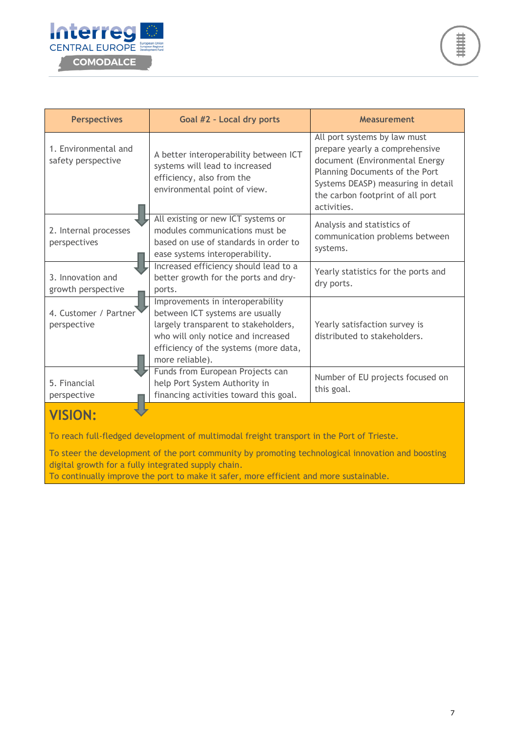| Perspectives | Goal #2 - Local dry ports | Measurement |
|---|---|---|
| 1. Environmental and safety perspective | A better interoperability between ICT systems will lead to increased efficiency, also from the environmental point of view. | All port systems by law must prepare yearly a comprehensive document (Environmental Energy Planning Documents of the Port Systems DEASP) measuring in detail the carbon footprint of all port activities. |
| 2. Internal processes perspectives | All existing or new ICT systems or modules communications must be based on use of standards in order to ease systems interoperability. | Analysis and statistics of communication problems between systems. |
| 3. Innovation and growth perspective | Increased efficiency should lead to a better growth for the ports and dry-ports. | Yearly statistics for the ports and dry ports. |
| 4. Customer / Partner perspective | Improvements in interoperability between ICT systems are usually largely transparent to stakeholders, who will only notice and increased efficiency of the systems (more data, more reliable). | Yearly satisfaction survey is distributed to stakeholders. |
| 5. Financial perspective | Funds from European Projects can help Port System Authority in financing activities toward this goal. | Number of EU projects focused on this goal. |

**VISION:**

To reach full-fledged development of multimodal freight transport in the Port of Trieste.

To steer the development of the port community by promoting technological innovation and boosting digital growth for a fully integrated supply chain.
To continually improve the port to make it safer, more efficient and more sustainable.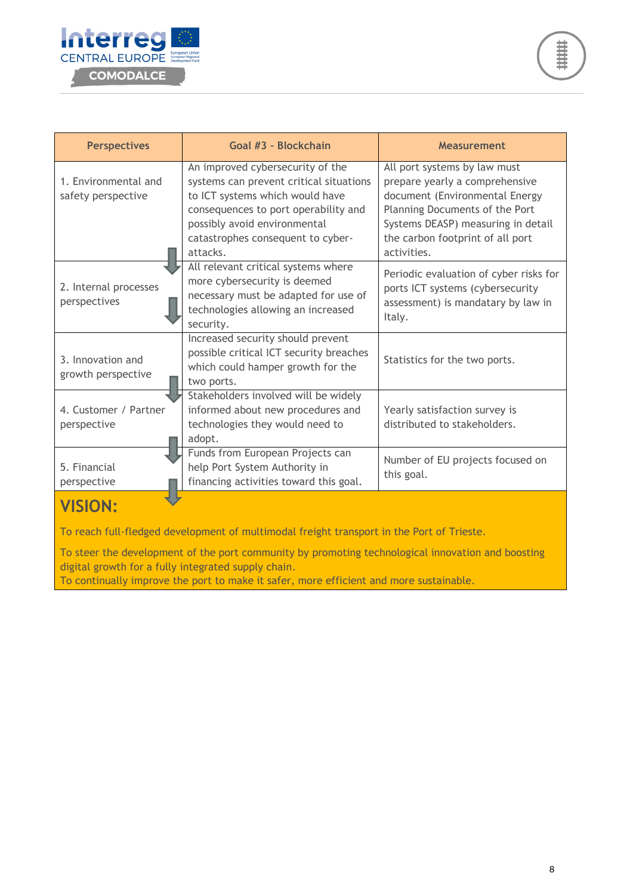| Perspectives | Goal #3 - Blockchain | Measurement |
|---|---|---|
| 1. Environmental and safety perspective | An improved cybersecurity of the systems can prevent critical situations to ICT systems which would have consequences to port operability and possibly avoid environmental catastrophes consequent to cyber-attacks. | All port systems by law must prepare yearly a comprehensive document (Environmental Energy Planning Documents of the Port Systems DEASP) measuring in detail the carbon footprint of all port activities. |
| 2. Internal processes perspectives | All relevant critical systems where more cybersecurity is deemed necessary must be adapted for use of technologies allowing an increased security. | Periodic evaluation of cyber risks for ports ICT systems (cybersecurity assessment) is mandatory by law in Italy. |
| 3. Innovation and growth perspective | Increased security should prevent possible critical ICT security breaches which could hamper growth for the two ports. | Statistics for the two ports. |
| 4. Customer / Partner perspective | Stakeholders involved will be widely informed about new procedures and technologies they would need to adopt. | Yearly satisfaction survey is distributed to stakeholders. |
| 5. Financial perspective | Funds from European Projects can help Port System Authority in financing activities toward this goal. | Number of EU projects focused on this goal. |

**VISION:**

To reach full-fledged development of multimodal freight transport in the Port of Trieste.

To steer the development of the port community by promoting technological innovation and boosting digital growth for a fully integrated supply chain.
To continually improve the port to make it safer, more efficient and more sustainable.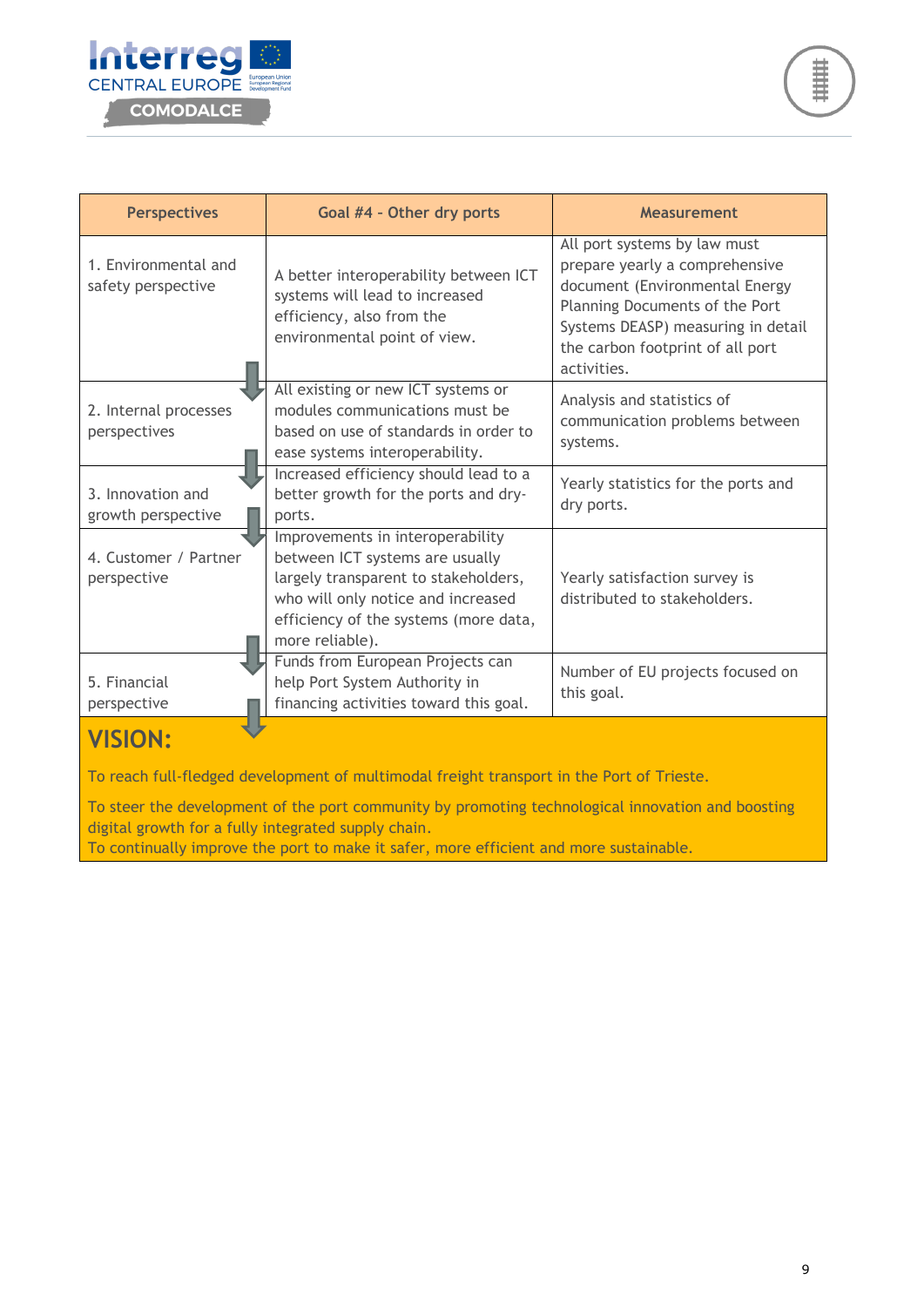| Perspectives | Goal #4 - Other dry ports | Measurement |
|---|---|---|
| 1. Environmental and safety perspective | A better interoperability between ICT systems will lead to increased efficiency, also from the environmental point of view. | All port systems by law must prepare yearly a comprehensive document (Environmental Energy Planning Documents of the Port Systems DEASP) measuring in detail the carbon footprint of all port activities. |
| 2. Internal processes perspectives | All existing or new ICT systems or modules communications must be based on use of standards in order to ease systems interoperability. | Analysis and statistics of communication problems between systems. |
| 3. Innovation and growth perspective | Increased efficiency should lead to a better growth for the ports and dry-ports. | Yearly statistics for the ports and dry ports. |
| 4. Customer / Partner perspective | Improvements in interoperability between ICT systems are usually largely transparent to stakeholders, who will only notice and increased efficiency of the systems (more data, more reliable). | Yearly satisfaction survey is distributed to stakeholders. |
| 5. Financial perspective | Funds from European Projects can help Port System Authority in financing activities toward this goal. | Number of EU projects focused on this goal. |

**VISION:**

To reach full-fledged development of multimodal freight transport in the Port of Trieste.

To steer the development of the port community by promoting technological innovation and boosting digital growth for a fully integrated supply chain.
To continually improve the port to make it safer, more efficient and more sustainable.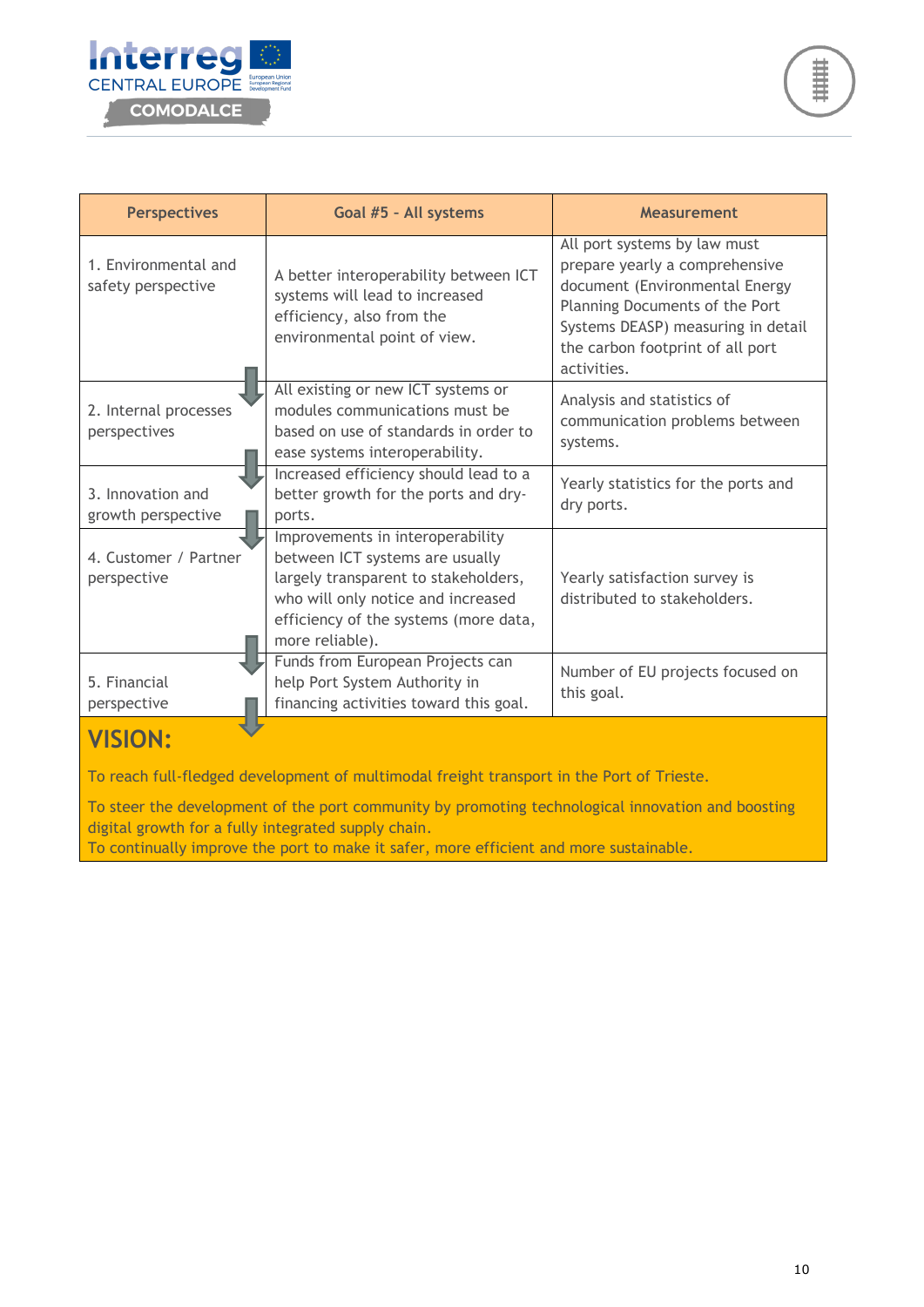| Perspectives | Goal #5 - All systems | Measurement |
|---|---|---|
| 1. Environmental and safety perspective | A better interoperability between ICT systems will lead to increased efficiency, also from the environmental point of view. | All port systems by law must prepare yearly a comprehensive document (Environmental Energy Planning Documents of the Port Systems DEASP) measuring in detail the carbon footprint of all port activities. |
| 2. Internal processes perspectives | All existing or new ICT systems or modules communications must be based on use of standards in order to ease systems interoperability. | Analysis and statistics of communication problems between systems. |
| 3. Innovation and growth perspective | Increased efficiency should lead to a better growth for the ports and dry-ports. | Yearly statistics for the ports and dry ports. |
| 4. Customer / Partner perspective | Improvements in interoperability between ICT systems are usually largely transparent to stakeholders, who will only notice and increased efficiency of the systems (more data, more reliable). | Yearly satisfaction survey is distributed to stakeholders. |
| 5. Financial perspective | Funds from European Projects can help Port System Authority in financing activities toward this goal. | Number of EU projects focused on this goal. |

**VISION:**

To reach full-fledged development of multimodal freight transport in the Port of Trieste.

To steer the development of the port community by promoting technological innovation and boosting digital growth for a fully integrated supply chain.
To continually improve the port to make it safer, more efficient and more sustainable.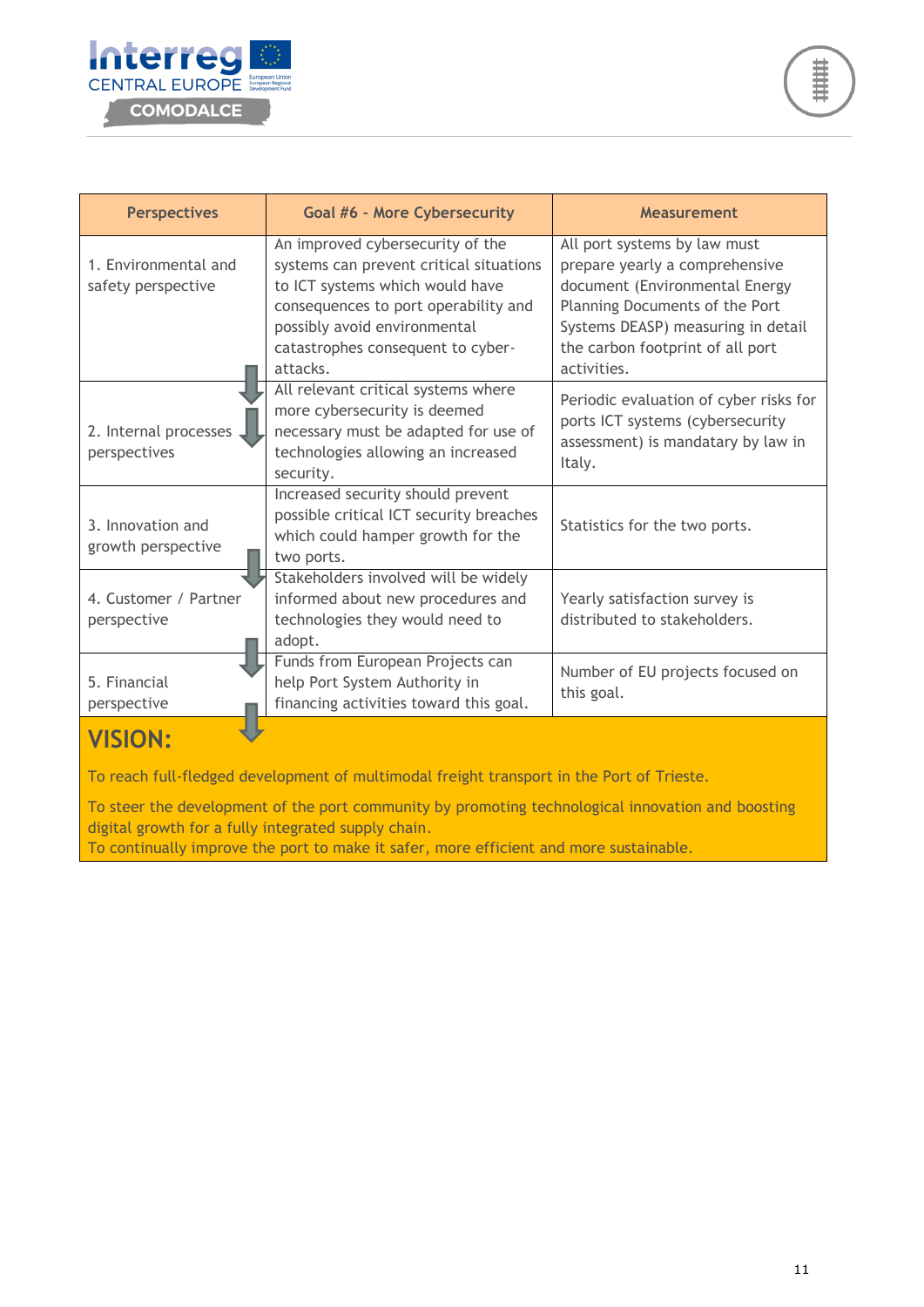| Perspectives | Goal #6 - More Cybersecurity | Measurement |
|---|---|---|
| 1. Environmental and safety perspective | An improved cybersecurity of the systems can prevent critical situations to ICT systems which would have consequences to port operability and possibly avoid environmental catastrophes consequent to cyber-attacks. | All port systems by law must prepare yearly a comprehensive document (Environmental Energy Planning Documents of the Port Systems DEASP) measuring in detail the carbon footprint of all port activities. |
| 2. Internal processes perspectives | All relevant critical systems where more cybersecurity is deemed necessary must be adapted for use of technologies allowing an increased security. | Periodic evaluation of cyber risks for ports ICT systems (cybersecurity assessment) is mandatary by law in Italy. |
| 3. Innovation and growth perspective | Increased security should prevent possible critical ICT security breaches which could hamper growth for the two ports. | Statistics for the two ports. |
| 4. Customer / Partner perspective | Stakeholders involved will be widely informed about new procedures and technologies they would need to adopt. | Yearly satisfaction survey is distributed to stakeholders. |
| 5. Financial perspective | Funds from European Projects can help Port System Authority in financing activities toward this goal. | Number of EU projects focused on this goal. |

**VISION:**

To reach full-fledged development of multimodal freight transport in the Port of Trieste.

To steer the development of the port community by promoting technological innovation and boosting digital growth for a fully integrated supply chain.
To continually improve the port to make it safer, more efficient and more sustainable.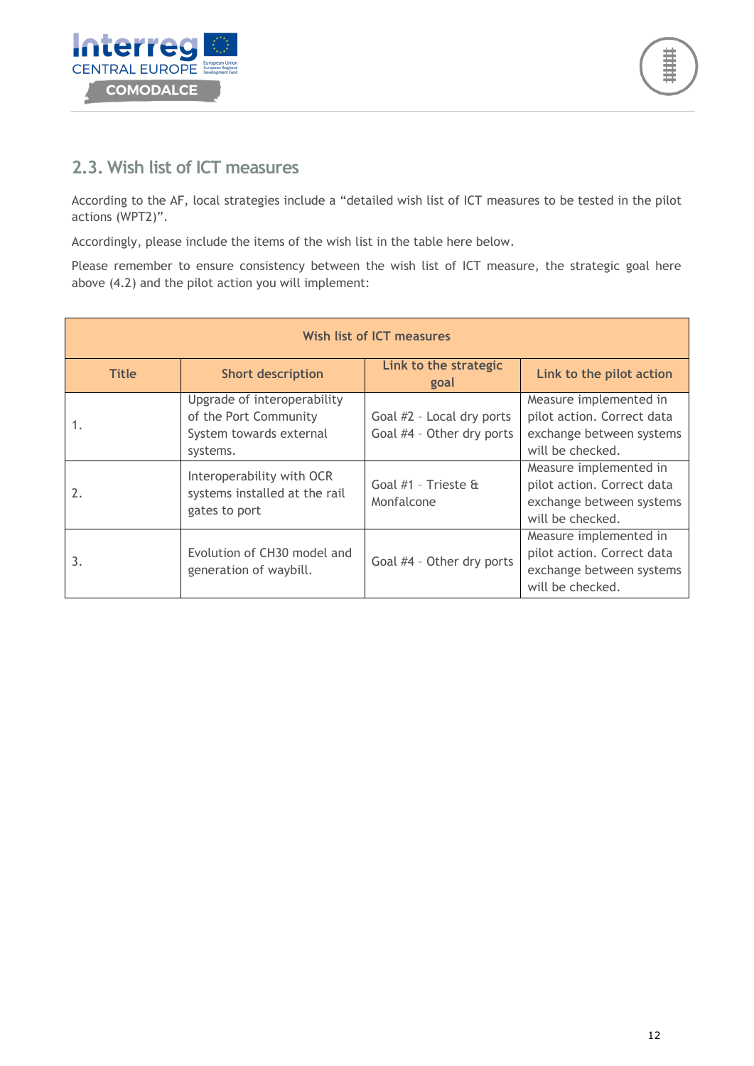## 2.3. Wish list of ICT measures

According to the AF, local strategies include a "detailed wish list of ICT measures to be tested in the pilot actions (WPT2)".

Accordingly, please include the items of the wish list in the table here below.

Please remember to ensure consistency between the wish list of ICT measure, the strategic goal here above (4.2) and the pilot action you will implement:

| Wish list of ICT measures | | | |
|---|---|---|---|
| **Title** | **Short description** | **Link to the strategic goal** | **Link to the pilot action** |
| 1. | Upgrade of interoperability of the Port Community System towards external systems. | Goal #2 - Local dry ports<br>Goal #4 - Other dry ports | Measure implemented in pilot action. Correct data exchange between systems will be checked. |
| 2. | Interoperability with OCR systems installed at the rail gates to port | Goal #1 - Trieste & Monfalcone | Measure implemented in pilot action. Correct data exchange between systems will be checked. |
| 3. | Evolution of CH30 model and generation of waybill. | Goal #4 - Other dry ports | Measure implemented in pilot action. Correct data exchange between systems will be checked. |